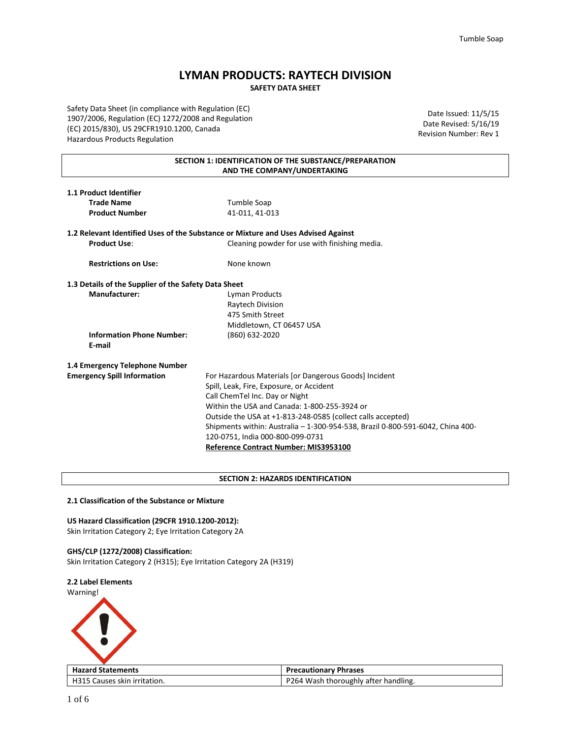# LYMAN PRODUCTS: RAYTECH DIVISION

**SAFETY DATA SHEET**

Safety Data Sheet (in compliance with Regulation (EC) 1907/2006, Regulation (EC) 1272/2008 and Regulation (EC) 2015/830), US 29CFR1910.1200, Canada Hazardous Products Regulation

Date Issued: 11/5/15
Date Revised: 5/16/19
Revision Number: Rev 1

## SECTION 1: IDENTIFICATION OF THE SUBSTANCE/PREPARATION AND THE COMPANY/UNDERTAKING

**1.1 Product Identifier**

**Trade Name** Tumble Soap

**Product Number** 41-011, 41-013

**1.2 Relevant Identified Uses of the Substance or Mixture and Uses Advised Against**

**Product Use**: Cleaning powder for use with finishing media.

**Restrictions on Use:** None known

**1.3 Details of the Supplier of the Safety Data Sheet**

**Manufacturer:** Lyman Products
Raytech Division
475 Smith Street
Middletown, CT 06457 USA

**Information Phone Number:** (860) 632-2020

**E-mail**

**1.4 Emergency Telephone Number**

**Emergency Spill Information** For Hazardous Materials [or Dangerous Goods] Incident
Spill, Leak, Fire, Exposure, or Accident
Call ChemTel Inc. Day or Night
Within the USA and Canada: 1-800-255-3924 or
Outside the USA at +1-813-248-0585 (collect calls accepted)
Shipments within: Australia – 1-300-954-538, Brazil 0-800-591-6042, China 400-120-0751, India 000-800-099-0731
**Reference Contract Number: MIS3953100**

## SECTION 2: HAZARDS IDENTIFICATION

**2.1 Classification of the Substance or Mixture**

**US Hazard Classification (29CFR 1910.1200-2012):**
Skin Irritation Category 2; Eye Irritation Category 2A

**GHS/CLP (1272/2008) Classification:**
Skin Irritation Category 2 (H315); Eye Irritation Category 2A (H319)

**2.2 Label Elements**

Warning!

| Hazard Statements | Precautionary Phrases |
| --- | --- |
| H315 Causes skin irritation. | P264 Wash thoroughly after handling. |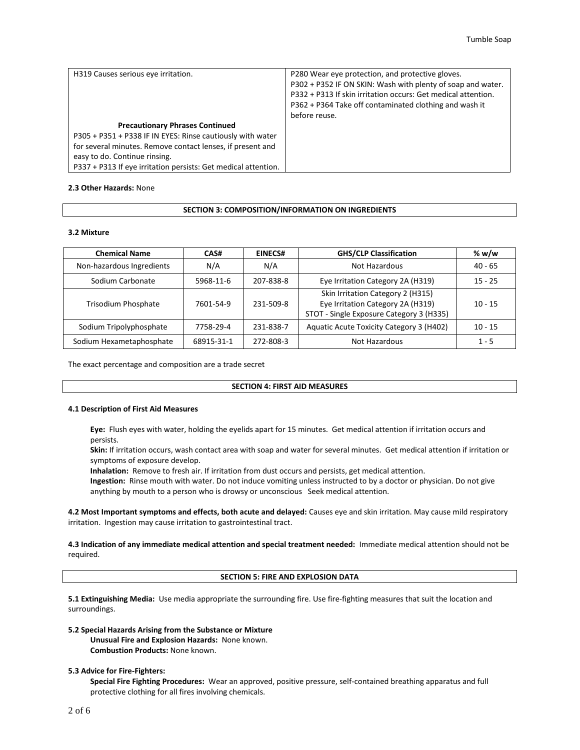| H319 Causes serious eye irritation. | P280 Wear eye protection, and protective gloves. P302 + P352 IF ON SKIN: Wash with plenty of soap and water. P332 + P313 If skin irritation occurs: Get medical attention. P362 + P364 Take off contaminated clothing and wash it before reuse. |
| --- | --- |
| **Precautionary Phrases Continued** P305 + P351 + P338 IF IN EYES: Rinse cautiously with water for several minutes. Remove contact lenses, if present and easy to do. Continue rinsing. P337 + P313 If eye irritation persists: Get medical attention. | |

**2.3 Other Hazards:** None

## SECTION 3: COMPOSITION/INFORMATION ON INGREDIENTS

**3.2 Mixture**

| Chemical Name | CAS# | EINECS# | GHS/CLP Classification | % w/w |
| --- | --- | --- | --- | --- |
| Non-hazardous Ingredients | N/A | N/A | Not Hazardous | 40 - 65 |
| Sodium Carbonate | 5968-11-6 | 207-838-8 | Eye Irritation Category 2A (H319) | 15 - 25 |
| Trisodium Phosphate | 7601-54-9 | 231-509-8 | Skin Irritation Category 2 (H315) Eye Irritation Category 2A (H319) STOT - Single Exposure Category 3 (H335) | 10 - 15 |
| Sodium Tripolyphosphate | 7758-29-4 | 231-838-7 | Aquatic Acute Toxicity Category 3 (H402) | 10 - 15 |
| Sodium Hexametaphosphate | 68915-31-1 | 272-808-3 | Not Hazardous | 1 - 5 |

The exact percentage and composition are a trade secret

## SECTION 4: FIRST AID MEASURES

**4.1 Description of First Aid Measures**

**Eye:** Flush eyes with water, holding the eyelids apart for 15 minutes. Get medical attention if irritation occurs and persists.
**Skin:** If irritation occurs, wash contact area with soap and water for several minutes. Get medical attention if irritation or symptoms of exposure develop.
**Inhalation:** Remove to fresh air. If irritation from dust occurs and persists, get medical attention.
**Ingestion:** Rinse mouth with water. Do not induce vomiting unless instructed to by a doctor or physician. Do not give anything by mouth to a person who is drowsy or unconscious Seek medical attention.

**4.2 Most Important symptoms and effects, both acute and delayed:** Causes eye and skin irritation. May cause mild respiratory irritation. Ingestion may cause irritation to gastrointestinal tract.

**4.3 Indication of any immediate medical attention and special treatment needed:** Immediate medical attention should not be required.

## SECTION 5: FIRE AND EXPLOSION DATA

**5.1 Extinguishing Media:** Use media appropriate the surrounding fire. Use fire-fighting measures that suit the location and surroundings.

**5.2 Special Hazards Arising from the Substance or Mixture**
**Unusual Fire and Explosion Hazards:** None known.
**Combustion Products:** None known.

**5.3 Advice for Fire-Fighters:**
**Special Fire Fighting Procedures:** Wear an approved, positive pressure, self-contained breathing apparatus and full protective clothing for all fires involving chemicals.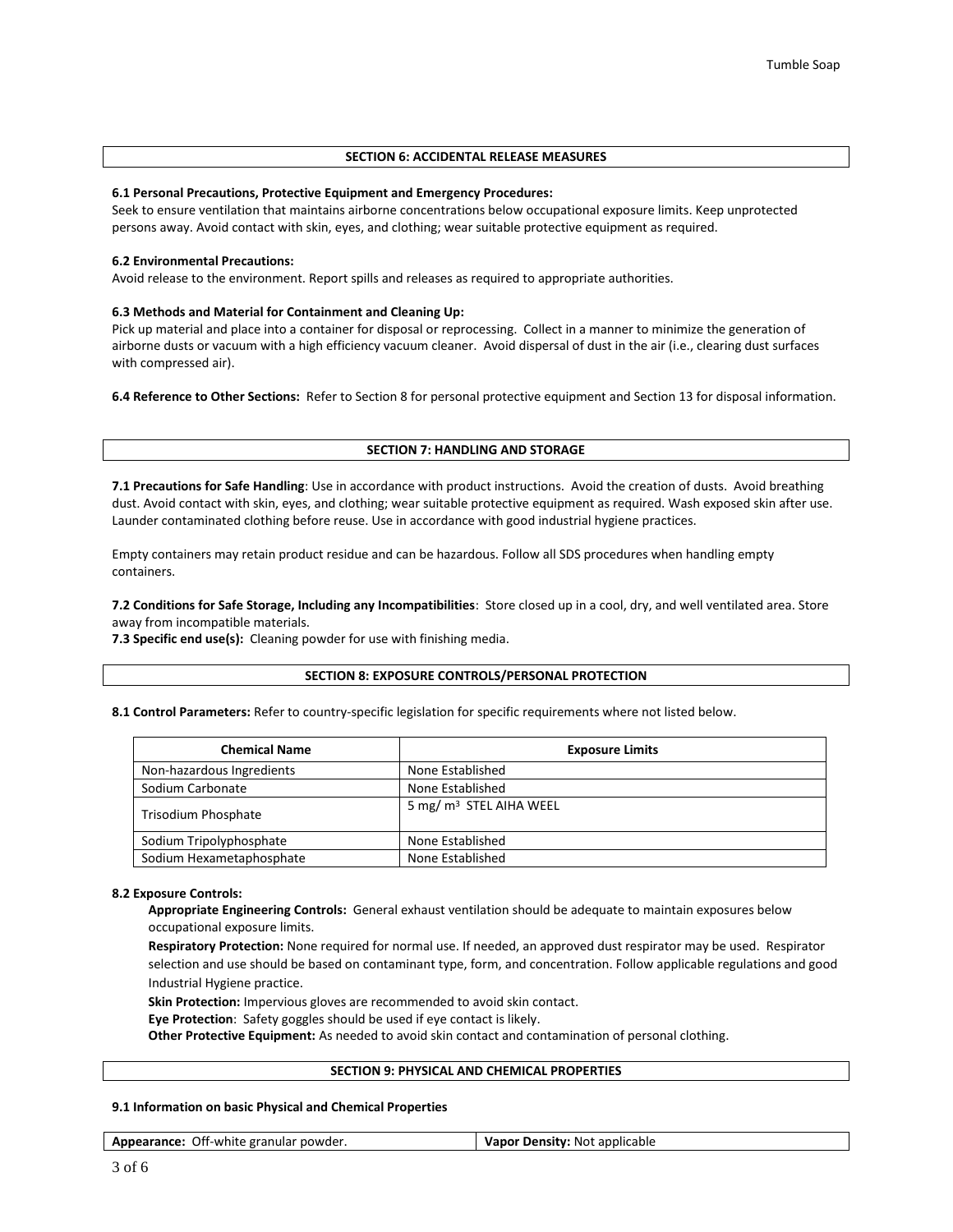## SECTION 6: ACCIDENTAL RELEASE MEASURES

**6.1 Personal Precautions, Protective Equipment and Emergency Procedures:**
Seek to ensure ventilation that maintains airborne concentrations below occupational exposure limits. Keep unprotected persons away. Avoid contact with skin, eyes, and clothing; wear suitable protective equipment as required.

**6.2 Environmental Precautions:**
Avoid release to the environment. Report spills and releases as required to appropriate authorities.

**6.3 Methods and Material for Containment and Cleaning Up:**
Pick up material and place into a container for disposal or reprocessing. Collect in a manner to minimize the generation of airborne dusts or vacuum with a high efficiency vacuum cleaner. Avoid dispersal of dust in the air (i.e., clearing dust surfaces with compressed air).

**6.4 Reference to Other Sections:** Refer to Section 8 for personal protective equipment and Section 13 for disposal information.

## SECTION 7: HANDLING AND STORAGE

**7.1 Precautions for Safe Handling**: Use in accordance with product instructions. Avoid the creation of dusts. Avoid breathing dust. Avoid contact with skin, eyes, and clothing; wear suitable protective equipment as required. Wash exposed skin after use. Launder contaminated clothing before reuse. Use in accordance with good industrial hygiene practices.

Empty containers may retain product residue and can be hazardous. Follow all SDS procedures when handling empty containers.

**7.2 Conditions for Safe Storage, Including any Incompatibilities**: Store closed up in a cool, dry, and well ventilated area. Store away from incompatible materials.
**7.3 Specific end use(s):** Cleaning powder for use with finishing media.

## SECTION 8: EXPOSURE CONTROLS/PERSONAL PROTECTION

**8.1 Control Parameters:** Refer to country-specific legislation for specific requirements where not listed below.

| Chemical Name | Exposure Limits |
|---|---|
| Non-hazardous Ingredients | None Established |
| Sodium Carbonate | None Established |
| Trisodium Phosphate | 5 mg/ $m^3$ STEL AIHA WEEL |
| Sodium Tripolyphosphate | None Established |
| Sodium Hexametaphosphate | None Established |

**8.2 Exposure Controls:**

**Appropriate Engineering Controls:** General exhaust ventilation should be adequate to maintain exposures below occupational exposure limits.

**Respiratory Protection:** None required for normal use. If needed, an approved dust respirator may be used. Respirator selection and use should be based on contaminant type, form, and concentration. Follow applicable regulations and good Industrial Hygiene practice.

**Skin Protection:** Impervious gloves are recommended to avoid skin contact.

**Eye Protection**: Safety goggles should be used if eye contact is likely.

**Other Protective Equipment:** As needed to avoid skin contact and contamination of personal clothing.

## SECTION 9: PHYSICAL AND CHEMICAL PROPERTIES

**9.1 Information on basic Physical and Chemical Properties**

| **Appearance:** Off-white granular powder. | **Vapor Density:** Not applicable |
|---|---|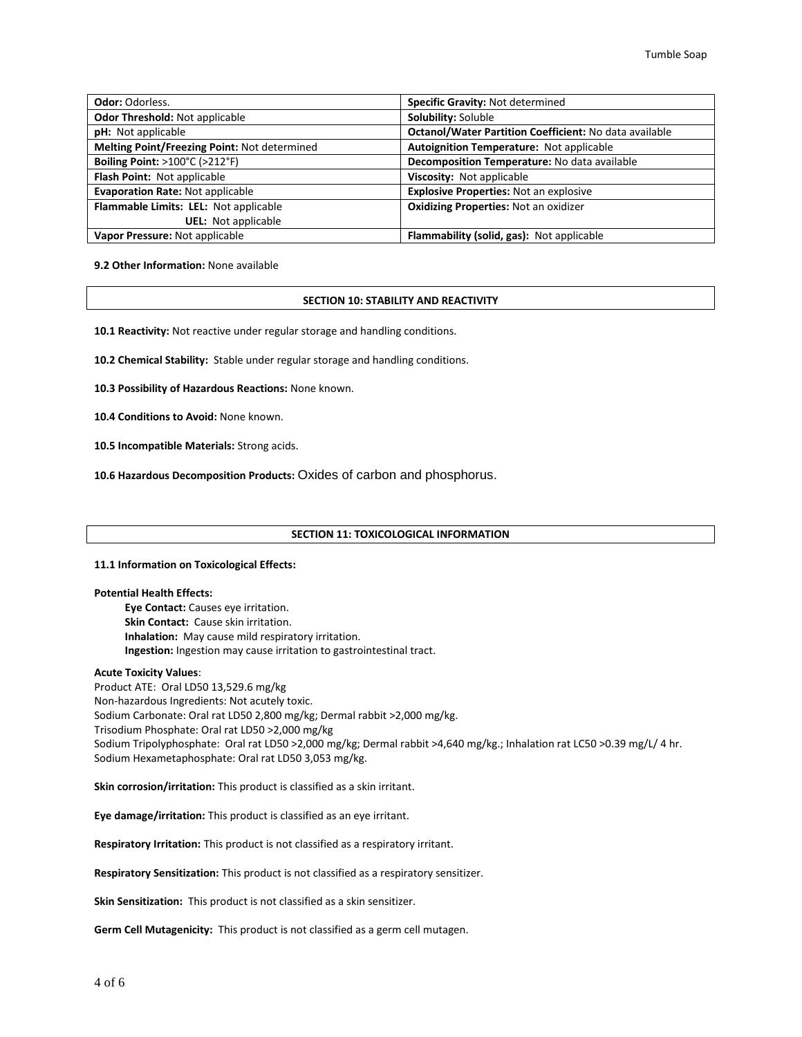| **Odor:** Odorless. | **Specific Gravity:** Not determined |
|---|---|
| **Odor Threshold:** Not applicable | **Solubility:** Soluble |
| **pH:** Not applicable | **Octanol/Water Partition Coefficient:** No data available |
| **Melting Point/Freezing Point:** Not determined | **Autoignition Temperature:** Not applicable |
| **Boiling Point:** >100°C (>212°F) | **Decomposition Temperature:** No data available |
| **Flash Point:** Not applicable | **Viscosity:** Not applicable |
| **Evaporation Rate:** Not applicable | **Explosive Properties:** Not an explosive |
| **Flammable Limits: LEL:** Not applicable<br>**UEL:** Not applicable | **Oxidizing Properties:** Not an oxidizer |
| **Vapor Pressure:** Not applicable | **Flammability (solid, gas):** Not applicable |

**9.2 Other Information:** None available

## SECTION 10: STABILITY AND REACTIVITY

**10.1 Reactivity:** Not reactive under regular storage and handling conditions.

**10.2 Chemical Stability:** Stable under regular storage and handling conditions.

**10.3 Possibility of Hazardous Reactions:** None known.

**10.4 Conditions to Avoid:** None known.

**10.5 Incompatible Materials:** Strong acids.

**10.6 Hazardous Decomposition Products:** Oxides of carbon and phosphorus.

## SECTION 11: TOXICOLOGICAL INFORMATION

**11.1 Information on Toxicological Effects:**

**Potential Health Effects:**

**Eye Contact:** Causes eye irritation.
**Skin Contact:** Cause skin irritation.
**Inhalation:** May cause mild respiratory irritation.
**Ingestion:** Ingestion may cause irritation to gastrointestinal tract.

**Acute Toxicity Values**:
Product ATE: Oral LD50 13,529.6 mg/kg
Non-hazardous Ingredients: Not acutely toxic.
Sodium Carbonate: Oral rat LD50 2,800 mg/kg; Dermal rabbit >2,000 mg/kg.
Trisodium Phosphate: Oral rat LD50 >2,000 mg/kg
Sodium Tripolyphosphate: Oral rat LD50 >2,000 mg/kg; Dermal rabbit >4,640 mg/kg.; Inhalation rat LC50 >0.39 mg/L/ 4 hr.
Sodium Hexametaphosphate: Oral rat LD50 3,053 mg/kg.

**Skin corrosion/irritation:** This product is classified as a skin irritant.

**Eye damage/irritation:** This product is classified as an eye irritant.

**Respiratory Irritation:** This product is not classified as a respiratory irritant.

**Respiratory Sensitization:** This product is not classified as a respiratory sensitizer.

**Skin Sensitization:** This product is not classified as a skin sensitizer.

**Germ Cell Mutagenicity:** This product is not classified as a germ cell mutagen.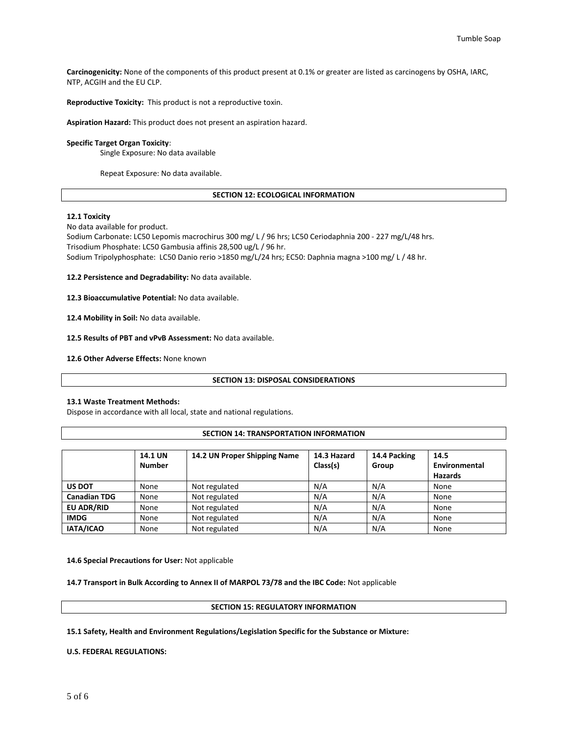**Carcinogenicity:** None of the components of this product present at 0.1% or greater are listed as carcinogens by OSHA, IARC, NTP, ACGIH and the EU CLP.

**Reproductive Toxicity:** This product is not a reproductive toxin.

**Aspiration Hazard:** This product does not present an aspiration hazard.

**Specific Target Organ Toxicity**:

Single Exposure: No data available

Repeat Exposure: No data available.

## SECTION 12: ECOLOGICAL INFORMATION

**12.1 Toxicity**

No data available for product.
Sodium Carbonate: LC50 Lepomis macrochirus 300 mg/ L / 96 hrs; LC50 Ceriodaphnia 200 - 227 mg/L/48 hrs.
Trisodium Phosphate: LC50 Gambusia affinis 28,500 ug/L / 96 hr.
Sodium Tripolyphosphate: LC50 Danio rerio >1850 mg/L/24 hrs; EC50: Daphnia magna >100 mg/ L / 48 hr.

**12.2 Persistence and Degradability:** No data available.

**12.3 Bioaccumulative Potential:** No data available.

**12.4 Mobility in Soil:** No data available.

**12.5 Results of PBT and vPvB Assessment:** No data available.

**12.6 Other Adverse Effects:** None known

## SECTION 13: DISPOSAL CONSIDERATIONS

**13.1 Waste Treatment Methods:**

Dispose in accordance with all local, state and national regulations.

## SECTION 14: TRANSPORTATION INFORMATION

| | 14.1 UN Number | 14.2 UN Proper Shipping Name | 14.3 Hazard Class(s) | 14.4 Packing Group | 14.5 Environmental Hazards |
|---|---|---|---|---|---|
| **US DOT** | None | Not regulated | N/A | N/A | None |
| **Canadian TDG** | None | Not regulated | N/A | N/A | None |
| **EU ADR/RID** | None | Not regulated | N/A | N/A | None |
| **IMDG** | None | Not regulated | N/A | N/A | None |
| **IATA/ICAO** | None | Not regulated | N/A | N/A | None |

**14.6 Special Precautions for User:** Not applicable

**14.7 Transport in Bulk According to Annex II of MARPOL 73/78 and the IBC Code:** Not applicable

## SECTION 15: REGULATORY INFORMATION

**15.1 Safety, Health and Environment Regulations/Legislation Specific for the Substance or Mixture:**

**U.S. FEDERAL REGULATIONS:**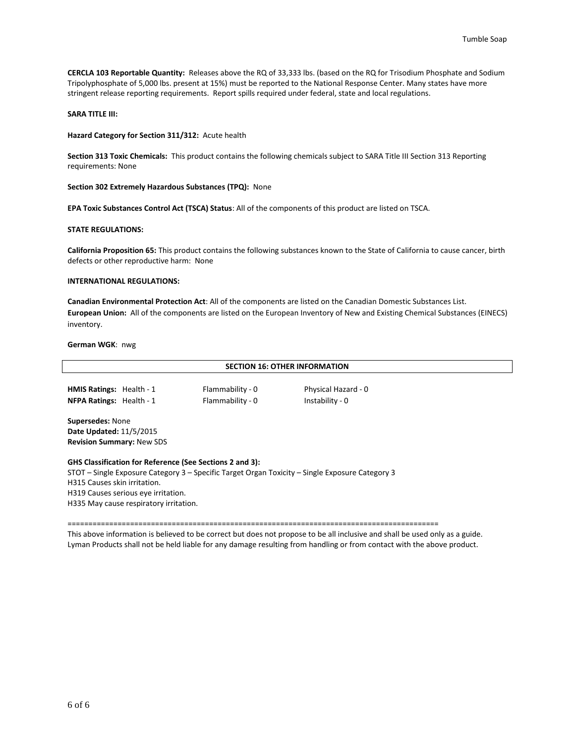**CERCLA 103 Reportable Quantity:** Releases above the RQ of 33,333 lbs. (based on the RQ for Trisodium Phosphate and Sodium Tripolyphosphate of 5,000 lbs. present at 15%) must be reported to the National Response Center. Many states have more stringent release reporting requirements. Report spills required under federal, state and local regulations.

**SARA TITLE III:**

**Hazard Category for Section 311/312:** Acute health

**Section 313 Toxic Chemicals:** This product contains the following chemicals subject to SARA Title III Section 313 Reporting requirements: None

**Section 302 Extremely Hazardous Substances (TPQ):** None

**EPA Toxic Substances Control Act (TSCA) Status**: All of the components of this product are listed on TSCA.

**STATE REGULATIONS:**

**California Proposition 65:** This product contains the following substances known to the State of California to cause cancer, birth defects or other reproductive harm: None

**INTERNATIONAL REGULATIONS:**

**Canadian Environmental Protection Act**: All of the components are listed on the Canadian Domestic Substances List.
**European Union:** All of the components are listed on the European Inventory of New and Existing Chemical Substances (EINECS) inventory.

**German WGK**: nwg

## SECTION 16: OTHER INFORMATION

| | | | |
|---|---|---|---|
| **HMIS Ratings:** | Health - 1 | Flammability - 0 | Physical Hazard - 0 |
| **NFPA Ratings:** | Health - 1 | Flammability - 0 | Instability - 0 |

**Supersedes:** None
**Date Updated:** 11/5/2015
**Revision Summary:** New SDS

**GHS Classification for Reference (See Sections 2 and 3):**
STOT – Single Exposure Category 3 – Specific Target Organ Toxicity – Single Exposure Category 3
H315 Causes skin irritation.
H319 Causes serious eye irritation.
H335 May cause respiratory irritation.

==========================================================================================
This above information is believed to be correct but does not propose to be all inclusive and shall be used only as a guide. Lyman Products shall not be held liable for any damage resulting from handling or from contact with the above product.